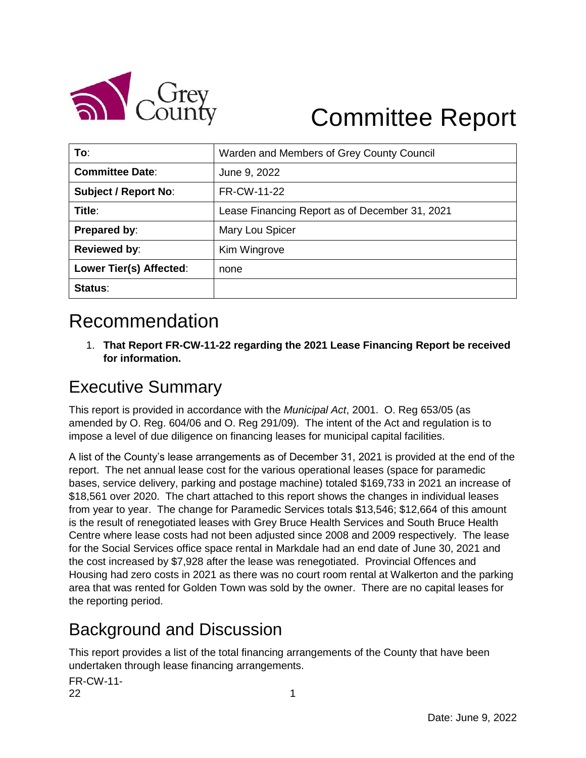# Committee Report

| To: | Warden and Members of Grey County Council |
|---|---|
| **Committee Date**: | June 9, 2022 |
| **Subject / Report No**: | FR-CW-11-22 |
| **Title**: | Lease Financing Report as of December 31, 2021 |
| **Prepared by**: | Mary Lou Spicer |
| **Reviewed by**: | Kim Wingrove |
| **Lower Tier(s) Affected**: | none |
| **Status**: | |

## Recommendation

1. **That Report FR-CW-11-22 regarding the 2021 Lease Financing Report be received for information.**

## Executive Summary

This report is provided in accordance with the *Municipal Act*, 2001. O. Reg 653/05 (as amended by O. Reg. 604/06 and O. Reg 291/09). The intent of the Act and regulation is to impose a level of due diligence on financing leases for municipal capital facilities.

A list of the County's lease arrangements as of December 31, 2021 is provided at the end of the report. The net annual lease cost for the various operational leases (space for paramedic bases, service delivery, parking and postage machine) totaled $169,733 in 2021 an increase of $18,561 over 2020. The chart attached to this report shows the changes in individual leases from year to year. The change for Paramedic Services totals $13,546; $12,664 of this amount is the result of renegotiated leases with Grey Bruce Health Services and South Bruce Health Centre where lease costs had not been adjusted since 2008 and 2009 respectively. The lease for the Social Services office space rental in Markdale had an end date of June 30, 2021 and the cost increased by $7,928 after the lease was renegotiated. Provincial Offences and Housing had zero costs in 2021 as there was no court room rental at Walkerton and the parking area that was rented for Golden Town was sold by the owner. There are no capital leases for the reporting period.

## Background and Discussion

This report provides a list of the total financing arrangements of the County that have been undertaken through lease financing arrangements.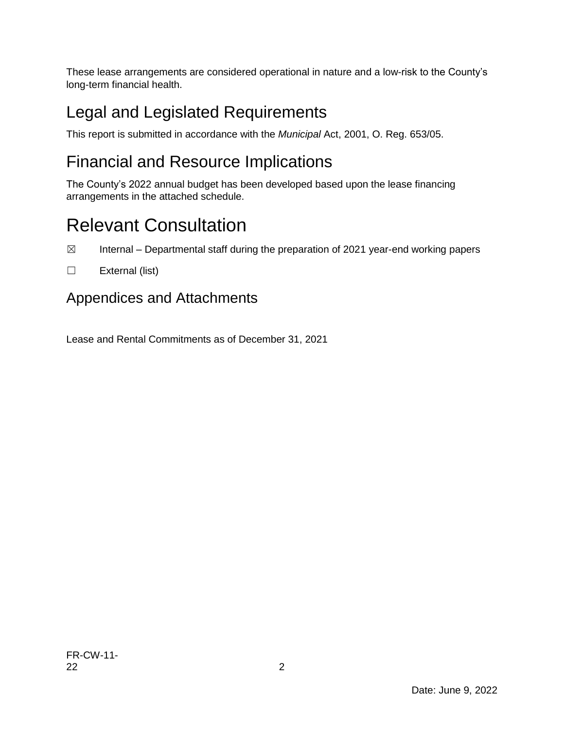These lease arrangements are considered operational in nature and a low-risk to the County's long-term financial health.

## Legal and Legislated Requirements

This report is submitted in accordance with the *Municipal* Act, 2001, O. Reg. 653/05.

## Financial and Resource Implications

The County's 2022 annual budget has been developed based upon the lease financing arrangements in the attached schedule.

# Relevant Consultation

☒ Internal – Departmental staff during the preparation of 2021 year-end working papers

☐ External (list)

## Appendices and Attachments

Lease and Rental Commitments as of December 31, 2021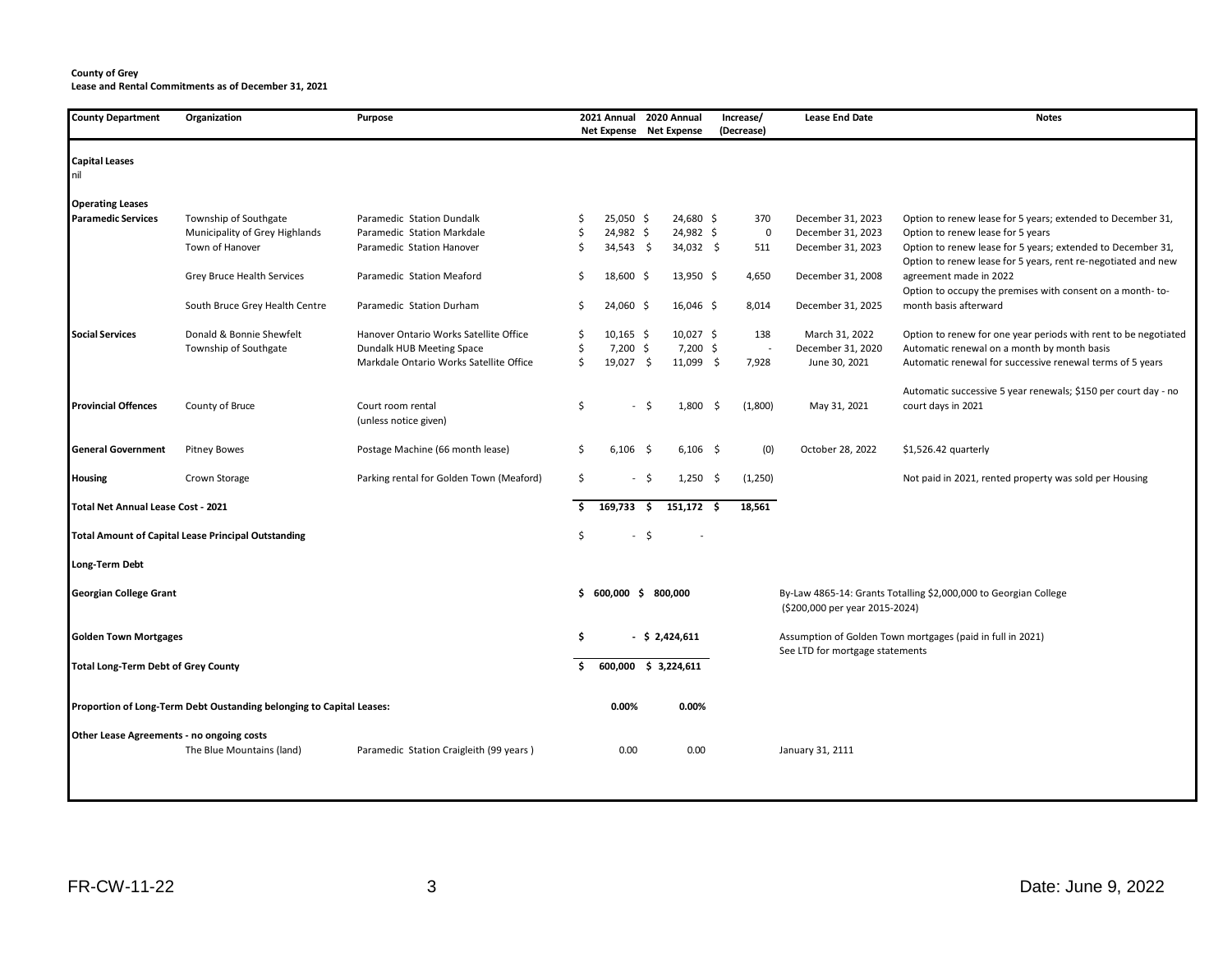**County of Grey**
**Lease and Rental Commitments as of December 31, 2021**

| County Department | Organization | Purpose | 2021 Annual Net Expense | 2020 Annual Net Expense | Increase/ (Decrease) | Lease End Date | Notes |
|---|---|---|---|---|---|---|---|
| **Capital Leases** | | | | | | | |
| nil | | | | | | | |
| **Operating Leases** | | | | | | | |
| **Paramedic Services** | Township of Southgate | Paramedic Station Dundalk | $ 25,050 | $ 24,680 | $ 370 | December 31, 2023 | Option to renew lease for 5 years; extended to December 31, |
| | Municipality of Grey Highlands | Paramedic Station Markdale | $ 24,982 | $ 24,982 | $ 0 | December 31, 2023 | Option to renew lease for 5 years |
| | Town of Hanover | Paramedic Station Hanover | $ 34,543 | $ 34,032 | $ 511 | December 31, 2023 | Option to renew lease for 5 years; extended to December 31, |
| | Grey Bruce Health Services | Paramedic Station Meaford | $ 18,600 | $ 13,950 | $ 4,650 | December 31, 2008 | Option to renew lease for 5 years, rent re-negotiated and new agreement made in 2022 |
| | South Bruce Grey Health Centre | Paramedic Station Durham | $ 24,060 | $ 16,046 | $ 8,014 | December 31, 2025 | Option to occupy the premises with consent on a month- to-month basis afterward |
| **Social Services** | Donald & Bonnie Shewfelt | Hanover Ontario Works Satellite Office | $ 10,165 | $ 10,027 | $ 138 | March 31, 2022 | Option to renew for one year periods with rent to be negotiated |
| | Township of Southgate | Dundalk HUB Meeting Space | $ 7,200 | $ 7,200 | $ - | December 31, 2020 | Automatic renewal on a month by month basis |
| | | Markdale Ontario Works Satellite Office | $ 19,027 | $ 11,099 | $ 7,928 | June 30, 2021 | Automatic renewal for successive renewal terms of 5 years |
| **Provincial Offences** | County of Bruce | Court room rental (unless notice given) | $ - | $ 1,800 | $ (1,800) | May 31, 2021 | Automatic successive 5 year renewals; $150 per court day - no court days in 2021 |
| **General Government** | Pitney Bowes | Postage Machine (66 month lease) | $ 6,106 | $ 6,106 | $ (0) | October 28, 2022 | $1,526.42 quarterly |
| **Housing** | Crown Storage | Parking rental for Golden Town (Meaford) | $ - | $ 1,250 | $ (1,250) | | Not paid in 2021, rented property was sold per Housing |
| **Total Net Annual Lease Cost - 2021** | | | **$ 169,733** | **$ 151,172** | **$ 18,561** | | |
| **Total Amount of Capital Lease Principal Outstanding** | | | $ - | $ - | | | |
| **Long-Term Debt** | | | | | | | |
| **Georgian College Grant** | | | **$ 600,000** | **$ 800,000** | | By-Law 4865-14: Grants Totalling $2,000,000 to Georgian College ($200,000 per year 2015-2024) | |
| **Golden Town Mortgages** | | | **$ -** | **$ 2,424,611** | | Assumption of Golden Town mortgages (paid in full in 2021) See LTD for mortgage statements | |
| **Total Long-Term Debt of Grey County** | | | **$ 600,000** | **$ 3,224,611** | | | |
| **Proportion of Long-Term Debt Oustanding belonging to Capital Leases:** | | | **0.00%** | **0.00%** | | | |
| **Other Lease Agreements - no ongoing costs** | | | | | | | |
| | The Blue Mountains (land) | Paramedic Station Craigleith (99 years ) | 0.00 | 0.00 | | January 31, 2111 | |

FR-CW-11-22

Date: June 9, 2022